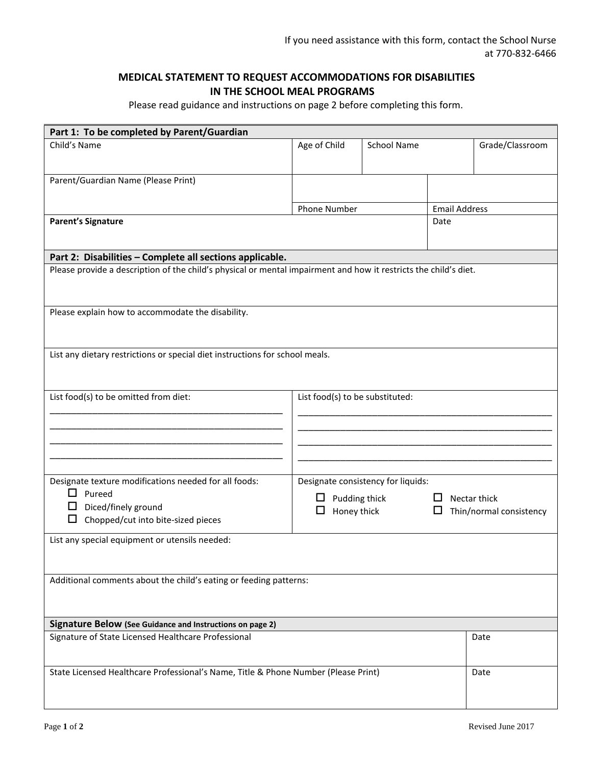If you need assistance with this form, contact the School Nurse at 770-832-6466

# MEDICAL STATEMENT TO REQUEST ACCOMMODATIONS FOR DISABILITIES IN THE SCHOOL MEAL PROGRAMS

Please read guidance and instructions on page 2 before completing this form.

## Part 1: To be completed by Parent/Guardian

| Child's Name | Age of Child | School Name | Grade/Classroom |
|---|---|---|---|
| | | | |

| Parent/Guardian Name (Please Print) | Phone Number | Email Address |
|---|---|---|
| | | |

| **Parent's Signature** | Date |
|---|---|
| | |

## Part 2: Disabilities – Complete all sections applicable.

Please provide a description of the child's physical or mental impairment and how it restricts the child's diet.

Please explain how to accommodate the disability.

List any dietary restrictions or special diet instructions for school meals.

| List food(s) to be omitted from diet: | List food(s) to be substituted: |
|---|---|
| ______________________________ | ______________________________ |
| ______________________________ | ______________________________ |
| ______________________________ | ______________________________ |
| ______________________________ | ______________________________ |

| Designate texture modifications needed for all foods: | Designate consistency for liquids: |
|---|---|
| ☐ Pureed | ☐ Pudding thick |
| ☐ Diced/finely ground | ☐ Honey thick |
| ☐ Chopped/cut into bite-sized pieces | ☐ Nectar thick |
| | ☐ Thin/normal consistency |

List any special equipment or utensils needed:

Additional comments about the child's eating or feeding patterns:

## Signature Below (See Guidance and Instructions on page 2)

| Signature of State Licensed Healthcare Professional | Date |
|---|---|
| | |
| **State Licensed Healthcare Professional's Name, Title & Phone Number (Please Print)** | **Date** |
| | |

Revised June 2017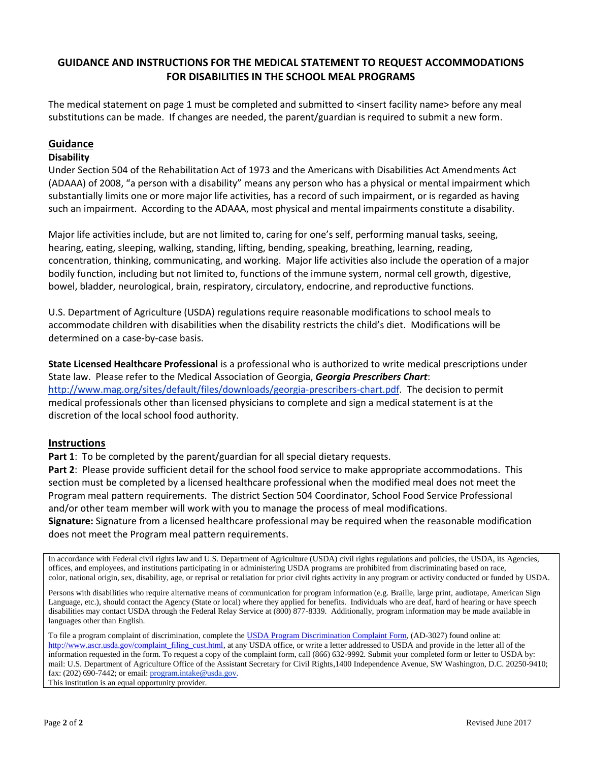# GUIDANCE AND INSTRUCTIONS FOR THE MEDICAL STATEMENT TO REQUEST ACCOMMODATIONS FOR DISABILITIES IN THE SCHOOL MEAL PROGRAMS

The medical statement on page 1 must be completed and submitted to <insert facility name> before any meal substitutions can be made. If changes are needed, the parent/guardian is required to submit a new form.

## Guidance

**Disability**

Under Section 504 of the Rehabilitation Act of 1973 and the Americans with Disabilities Act Amendments Act (ADAAA) of 2008, "a person with a disability" means any person who has a physical or mental impairment which substantially limits one or more major life activities, has a record of such impairment, or is regarded as having such an impairment. According to the ADAAA, most physical and mental impairments constitute a disability.

Major life activities include, but are not limited to, caring for one's self, performing manual tasks, seeing, hearing, eating, sleeping, walking, standing, lifting, bending, speaking, breathing, learning, reading, concentration, thinking, communicating, and working. Major life activities also include the operation of a major bodily function, including but not limited to, functions of the immune system, normal cell growth, digestive, bowel, bladder, neurological, brain, respiratory, circulatory, endocrine, and reproductive functions.

U.S. Department of Agriculture (USDA) regulations require reasonable modifications to school meals to accommodate children with disabilities when the disability restricts the child's diet. Modifications will be determined on a case-by-case basis.

**State Licensed Healthcare Professional** is a professional who is authorized to write medical prescriptions under State law. Please refer to the Medical Association of Georgia, ***Georgia Prescribers Chart***: http://www.mag.org/sites/default/files/downloads/georgia-prescribers-chart.pdf. The decision to permit medical professionals other than licensed physicians to complete and sign a medical statement is at the discretion of the local school food authority.

## Instructions

**Part 1**: To be completed by the parent/guardian for all special dietary requests.

**Part 2**: Please provide sufficient detail for the school food service to make appropriate accommodations. This section must be completed by a licensed healthcare professional when the modified meal does not meet the Program meal pattern requirements. The district Section 504 Coordinator, School Food Service Professional and/or other team member will work with you to manage the process of meal modifications.

**Signature:** Signature from a licensed healthcare professional may be required when the reasonable modification does not meet the Program meal pattern requirements.

In accordance with Federal civil rights law and U.S. Department of Agriculture (USDA) civil rights regulations and policies, the USDA, its Agencies, offices, and employees, and institutions participating in or administering USDA programs are prohibited from discriminating based on race, color, national origin, sex, disability, age, or reprisal or retaliation for prior civil rights activity in any program or activity conducted or funded by USDA.

Persons with disabilities who require alternative means of communication for program information (e.g. Braille, large print, audiotape, American Sign Language, etc.), should contact the Agency (State or local) where they applied for benefits. Individuals who are deaf, hard of hearing or have speech disabilities may contact USDA through the Federal Relay Service at (800) 877-8339. Additionally, program information may be made available in languages other than English.

To file a program complaint of discrimination, complete the USDA Program Discrimination Complaint Form, (AD-3027) found online at: http://www.ascr.usda.gov/complaint_filing_cust.html, at any USDA office, or write a letter addressed to USDA and provide in the letter all of the information requested in the form. To request a copy of the complaint form, call (866) 632-9992. Submit your completed form or letter to USDA by: mail: U.S. Department of Agriculture Office of the Assistant Secretary for Civil Rights,1400 Independence Avenue, SW Washington, D.C. 20250-9410; fax: (202) 690-7442; or email: program.intake@usda.gov.

This institution is an equal opportunity provider.

Revised June 2017